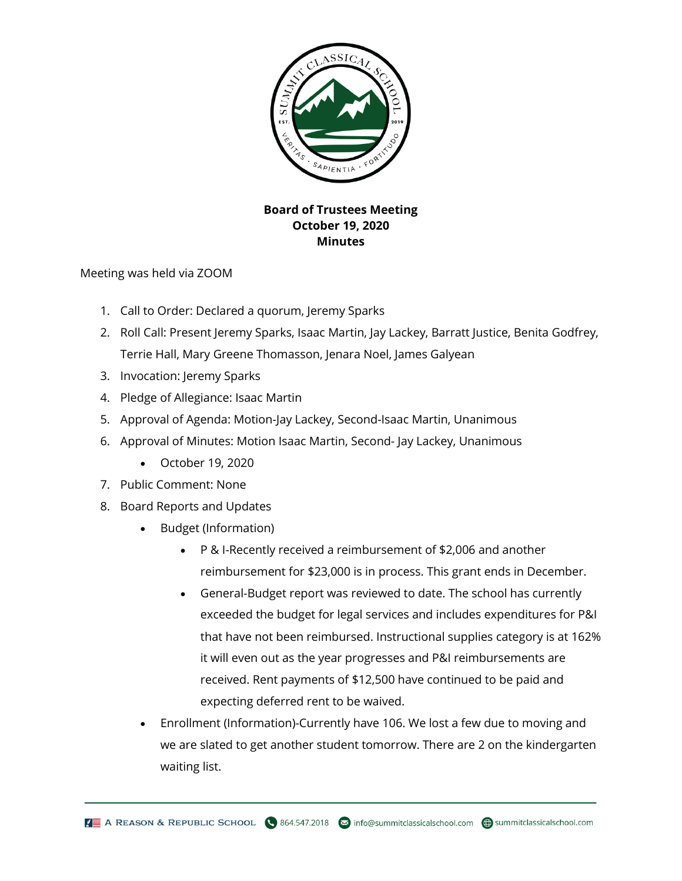**Board of Trustees Meeting**
**October 19, 2020**
**Minutes**

Meeting was held via ZOOM

1. Call to Order: Declared a quorum, Jeremy Sparks
2. Roll Call: Present Jeremy Sparks, Isaac Martin, Jay Lackey, Barratt Justice, Benita Godfrey, Terrie Hall, Mary Greene Thomasson, Jenara Noel, James Galyean
3. Invocation: Jeremy Sparks
4. Pledge of Allegiance: Isaac Martin
5. Approval of Agenda: Motion-Jay Lackey, Second-Isaac Martin, Unanimous
6. Approval of Minutes: Motion Isaac Martin, Second- Jay Lackey, Unanimous
   - October 19, 2020
7. Public Comment: None
8. Board Reports and Updates
   - Budget (Information)
     - P & I-Recently received a reimbursement of $2,006 and another reimbursement for $23,000 is in process. This grant ends in December.
     - General-Budget report was reviewed to date. The school has currently exceeded the budget for legal services and includes expenditures for P&I that have not been reimbursed. Instructional supplies category is at 162% it will even out as the year progresses and P&I reimbursements are received. Rent payments of $12,500 have continued to be paid and expecting deferred rent to be waived.
   - Enrollment (Information)-Currently have 106. We lost a few due to moving and we are slated to get another student tomorrow. There are 2 on the kindergarten waiting list.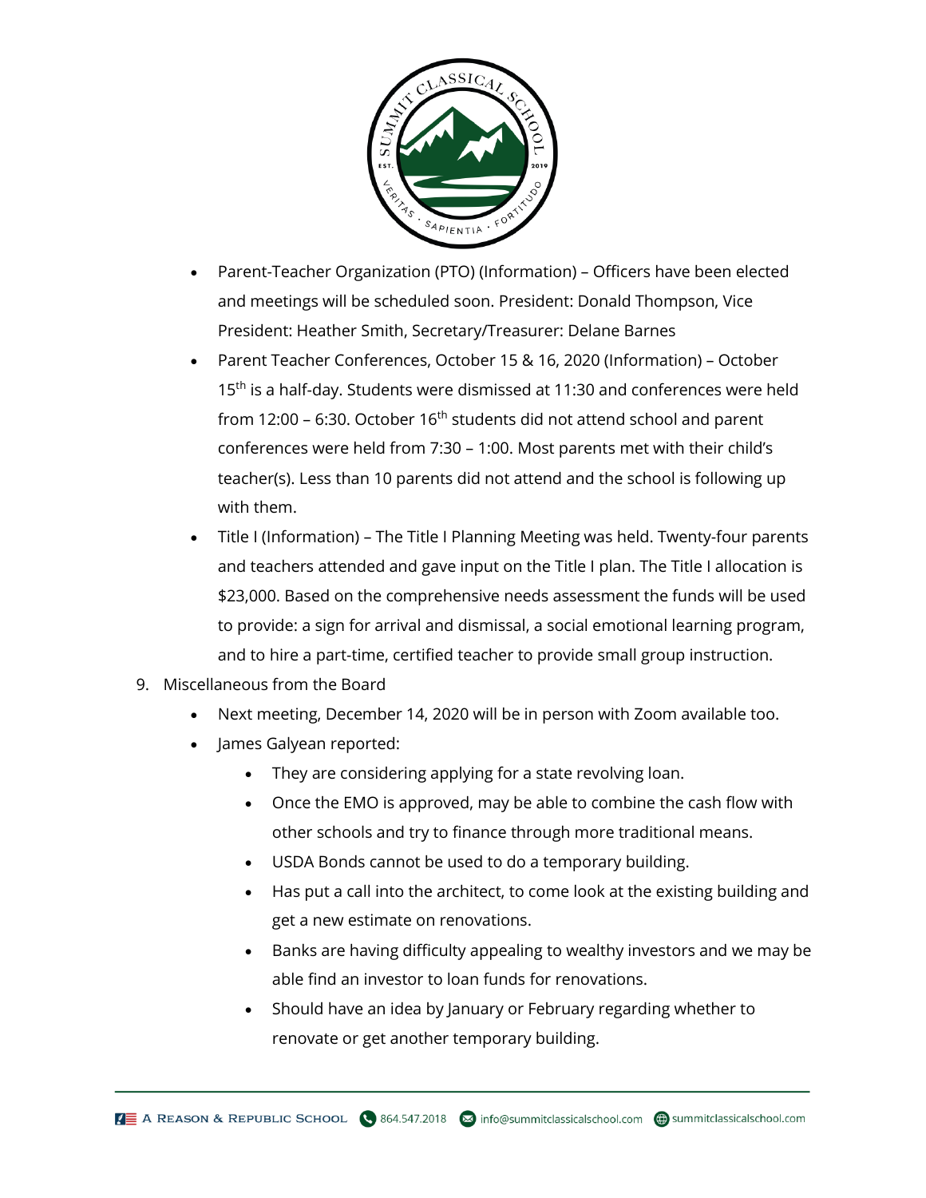- Parent-Teacher Organization (PTO) (Information) – Officers have been elected and meetings will be scheduled soon. President: Donald Thompson, Vice President: Heather Smith, Secretary/Treasurer: Delane Barnes
- Parent Teacher Conferences, October 15 & 16, 2020 (Information) – October 15th is a half-day. Students were dismissed at 11:30 and conferences were held from 12:00 – 6:30. October 16th students did not attend school and parent conferences were held from 7:30 – 1:00. Most parents met with their child's teacher(s). Less than 10 parents did not attend and the school is following up with them.
- Title I (Information) – The Title I Planning Meeting was held. Twenty-four parents and teachers attended and gave input on the Title I plan. The Title I allocation is $23,000. Based on the comprehensive needs assessment the funds will be used to provide: a sign for arrival and dismissal, a social emotional learning program, and to hire a part-time, certified teacher to provide small group instruction.

9. Miscellaneous from the Board
    - Next meeting, December 14, 2020 will be in person with Zoom available too.
    - James Galyean reported:
        - They are considering applying for a state revolving loan.
        - Once the EMO is approved, may be able to combine the cash flow with other schools and try to finance through more traditional means.
        - USDA Bonds cannot be used to do a temporary building.
        - Has put a call into the architect, to come look at the existing building and get a new estimate on renovations.
        - Banks are having difficulty appealing to wealthy investors and we may be able find an investor to loan funds for renovations.
        - Should have an idea by January or February regarding whether to renovate or get another temporary building.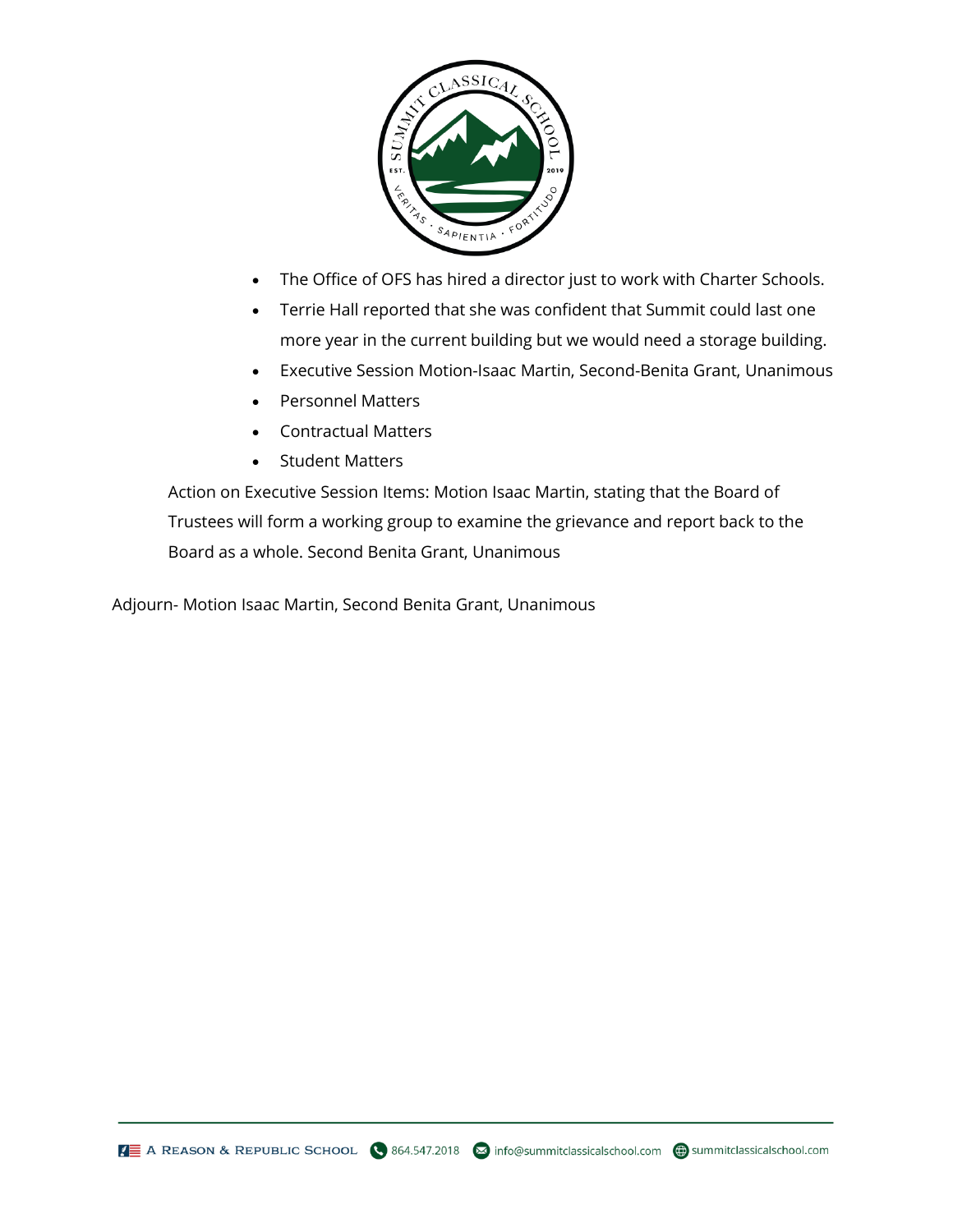- The Office of OFS has hired a director just to work with Charter Schools.
- Terrie Hall reported that she was confident that Summit could last one more year in the current building but we would need a storage building.
- Executive Session Motion-Isaac Martin, Second-Benita Grant, Unanimous
- Personnel Matters
- Contractual Matters
- Student Matters

Action on Executive Session Items: Motion Isaac Martin, stating that the Board of Trustees will form a working group to examine the grievance and report back to the Board as a whole. Second Benita Grant, Unanimous

Adjourn- Motion Isaac Martin, Second Benita Grant, Unanimous